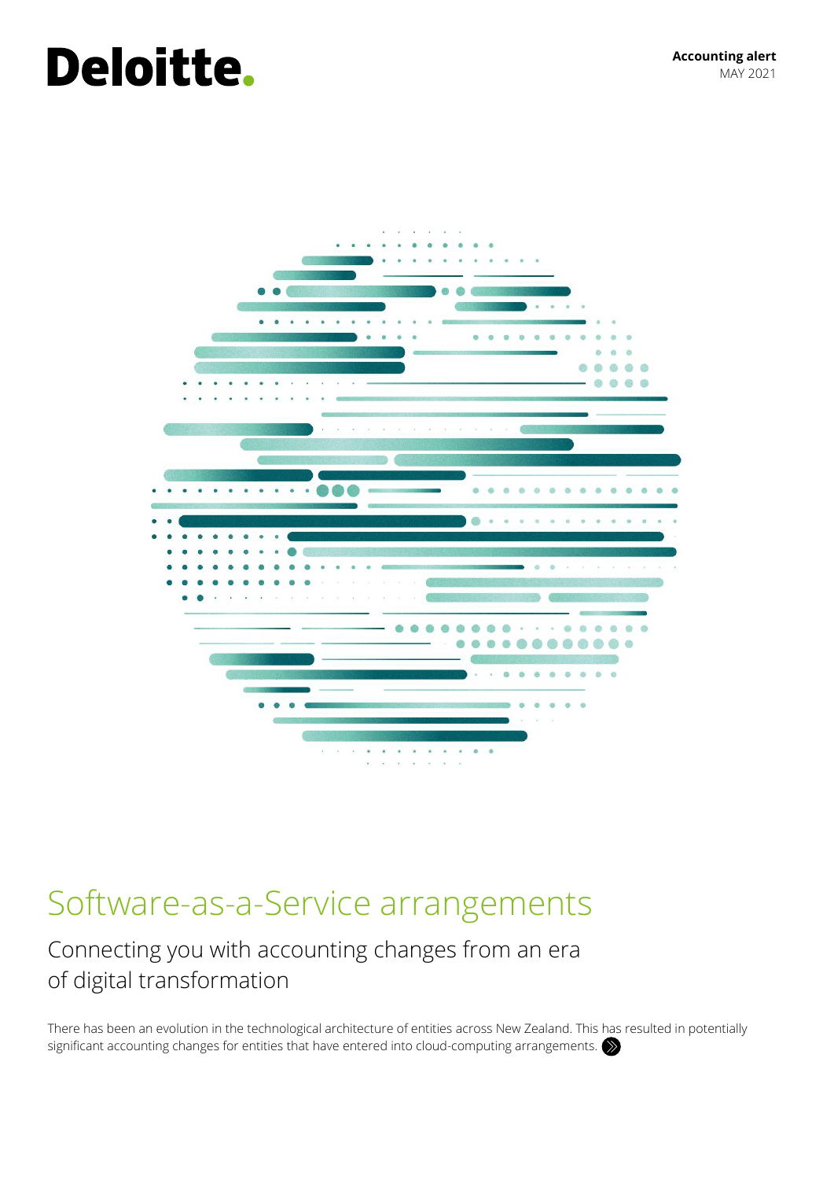Deloitte.

**Accounting alert**
MAY 2021

# Software-as-a-Service arrangements

## Connecting you with accounting changes from an era of digital transformation

There has been an evolution in the technological architecture of entities across New Zealand. This has resulted in potentially significant accounting changes for entities that have entered into cloud-computing arrangements.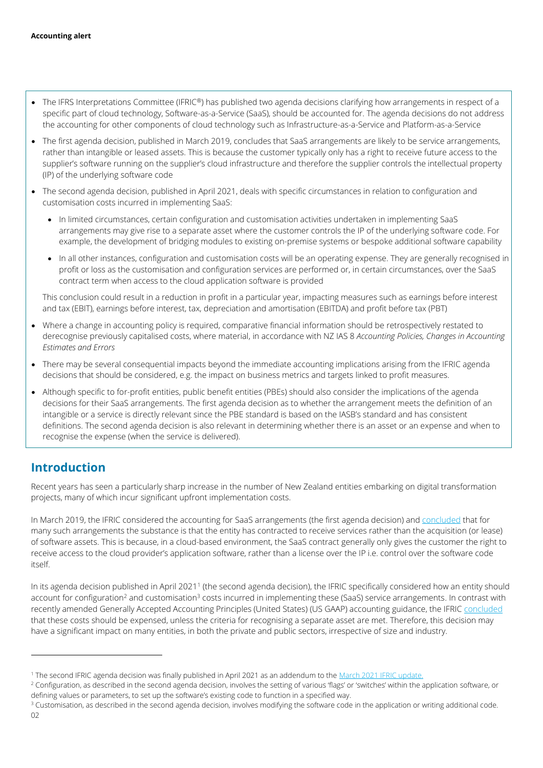- The IFRS Interpretations Committee (IFRIC®) has published two agenda decisions clarifying how arrangements in respect of a specific part of cloud technology, Software-as-a-Service (SaaS), should be accounted for. The agenda decisions do not address the accounting for other components of cloud technology such as Infrastructure-as-a-Service and Platform-as-a-Service
- The first agenda decision, published in March 2019, concludes that SaaS arrangements are likely to be service arrangements, rather than intangible or leased assets. This is because the customer typically only has a right to receive future access to the supplier's software running on the supplier's cloud infrastructure and therefore the supplier controls the intellectual property (IP) of the underlying software code
- The second agenda decision, published in April 2021, deals with specific circumstances in relation to configuration and customisation costs incurred in implementing SaaS:
  - In limited circumstances, certain configuration and customisation activities undertaken in implementing SaaS arrangements may give rise to a separate asset where the customer controls the IP of the underlying software code. For example, the development of bridging modules to existing on-premise systems or bespoke additional software capability
  - In all other instances, configuration and customisation costs will be an operating expense. They are generally recognised in profit or loss as the customisation and configuration services are performed or, in certain circumstances, over the SaaS contract term when access to the cloud application software is provided

  This conclusion could result in a reduction in profit in a particular year, impacting measures such as earnings before interest and tax (EBIT), earnings before interest, tax, depreciation and amortisation (EBITDA) and profit before tax (PBT)
- Where a change in accounting policy is required, comparative financial information should be retrospectively restated to derecognise previously capitalised costs, where material, in accordance with NZ IAS 8 *Accounting Policies, Changes in Accounting Estimates and Errors*
- There may be several consequential impacts beyond the immediate accounting implications arising from the IFRIC agenda decisions that should be considered, e.g. the impact on business metrics and targets linked to profit measures.
- Although specific to for-profit entities, public benefit entities (PBEs) should also consider the implications of the agenda decisions for their SaaS arrangements. The first agenda decision as to whether the arrangement meets the definition of an intangible or a service is directly relevant since the PBE standard is based on the IASB's standard and has consistent definitions. The second agenda decision is also relevant in determining whether there is an asset or an expense and when to recognise the expense (when the service is delivered).

## Introduction

Recent years has seen a particularly sharp increase in the number of New Zealand entities embarking on digital transformation projects, many of which incur significant upfront implementation costs.

In March 2019, the IFRIC considered the accounting for SaaS arrangements (the first agenda decision) and concluded that for many such arrangements the substance is that the entity has contracted to receive services rather than the acquisition (or lease) of software assets. This is because, in a cloud-based environment, the SaaS contract generally only gives the customer the right to receive access to the cloud provider's application software, rather than a license over the IP i.e. control over the software code itself.

In its agenda decision published in April 2021[1] (the second agenda decision), the IFRIC specifically considered how an entity should account for configuration[2] and customisation[3] costs incurred in implementing these (SaaS) service arrangements. In contrast with recently amended Generally Accepted Accounting Principles (United States) (US GAAP) accounting guidance, the IFRIC concluded that these costs should be expensed, unless the criteria for recognising a separate asset are met. Therefore, this decision may have a significant impact on many entities, in both the private and public sectors, irrespective of size and industry.

[1] The second IFRIC agenda decision was finally published in April 2021 as an addendum to the March 2021 IFRIC update.

[2] Configuration, as described in the second agenda decision, involves the setting of various 'flags' or 'switches' within the application software, or defining values or parameters, to set up the software's existing code to function in a specified way.

[3] Customisation, as described in the second agenda decision, involves modifying the software code in the application or writing additional code.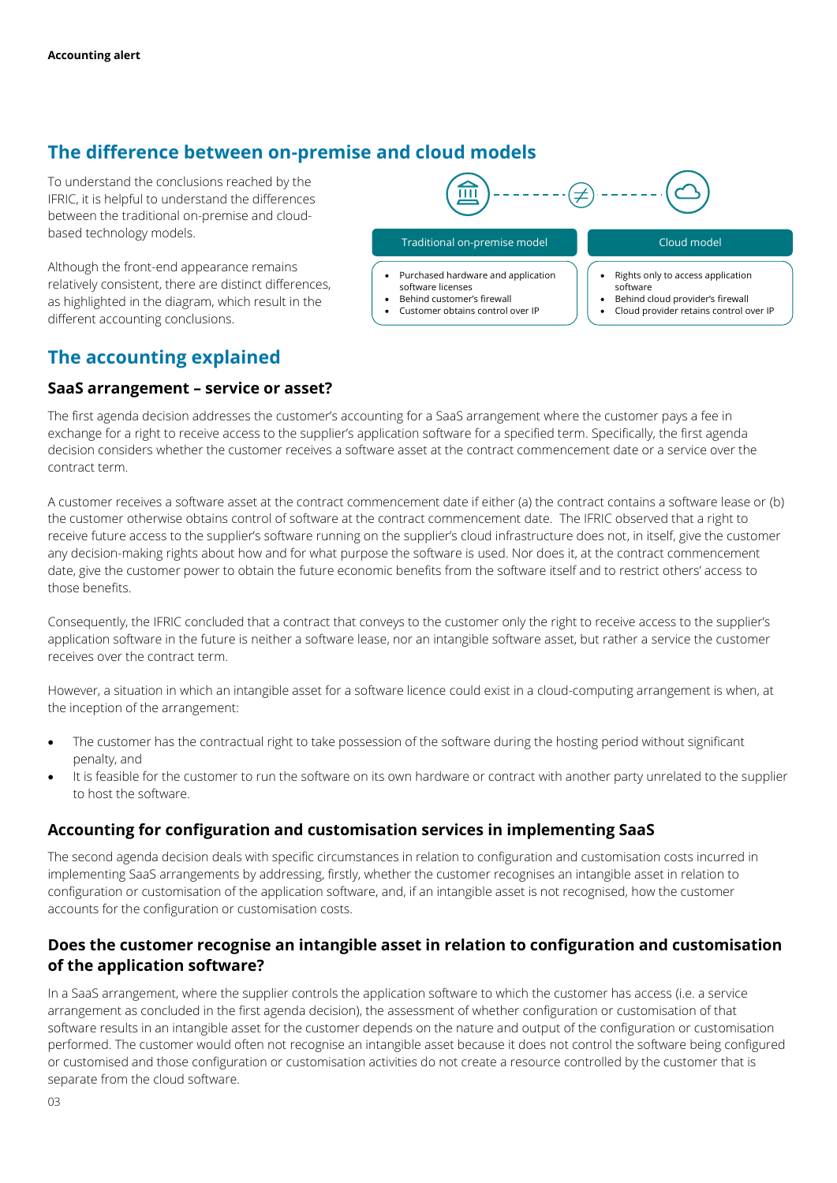## The difference between on-premise and cloud models

To understand the conclusions reached by the IFRIC, it is helpful to understand the differences between the traditional on-premise and cloud-based technology models.

Although the front-end appearance remains relatively consistent, there are distinct differences, as highlighted in the diagram, which result in the different accounting conclusions.

| Traditional on-premise model | Cloud model |
| --- | --- |
| • Purchased hardware and application software licenses<br>• Behind customer's firewall<br>• Customer obtains control over IP | • Rights only to access application software<br>• Behind cloud provider's firewall<br>• Cloud provider retains control over IP |

## The accounting explained

### SaaS arrangement – service or asset?

The first agenda decision addresses the customer's accounting for a SaaS arrangement where the customer pays a fee in exchange for a right to receive access to the supplier's application software for a specified term. Specifically, the first agenda decision considers whether the customer receives a software asset at the contract commencement date or a service over the contract term.

A customer receives a software asset at the contract commencement date if either (a) the contract contains a software lease or (b) the customer otherwise obtains control of software at the contract commencement date. The IFRIC observed that a right to receive future access to the supplier's software running on the supplier's cloud infrastructure does not, in itself, give the customer any decision-making rights about how and for what purpose the software is used. Nor does it, at the contract commencement date, give the customer power to obtain the future economic benefits from the software itself and to restrict others' access to those benefits.

Consequently, the IFRIC concluded that a contract that conveys to the customer only the right to receive access to the supplier's application software in the future is neither a software lease, nor an intangible software asset, but rather a service the customer receives over the contract term.

However, a situation in which an intangible asset for a software licence could exist in a cloud-computing arrangement is when, at the inception of the arrangement:

- The customer has the contractual right to take possession of the software during the hosting period without significant penalty, and
- It is feasible for the customer to run the software on its own hardware or contract with another party unrelated to the supplier to host the software.

### Accounting for configuration and customisation services in implementing SaaS

The second agenda decision deals with specific circumstances in relation to configuration and customisation costs incurred in implementing SaaS arrangements by addressing, firstly, whether the customer recognises an intangible asset in relation to configuration or customisation of the application software, and, if an intangible asset is not recognised, how the customer accounts for the configuration or customisation costs.

### Does the customer recognise an intangible asset in relation to configuration and customisation of the application software?

In a SaaS arrangement, where the supplier controls the application software to which the customer has access (i.e. a service arrangement as concluded in the first agenda decision), the assessment of whether configuration or customisation of that software results in an intangible asset for the customer depends on the nature and output of the configuration or customisation performed. The customer would often not recognise an intangible asset because it does not control the software being configured or customised and those configuration or customisation activities do not create a resource controlled by the customer that is separate from the cloud software.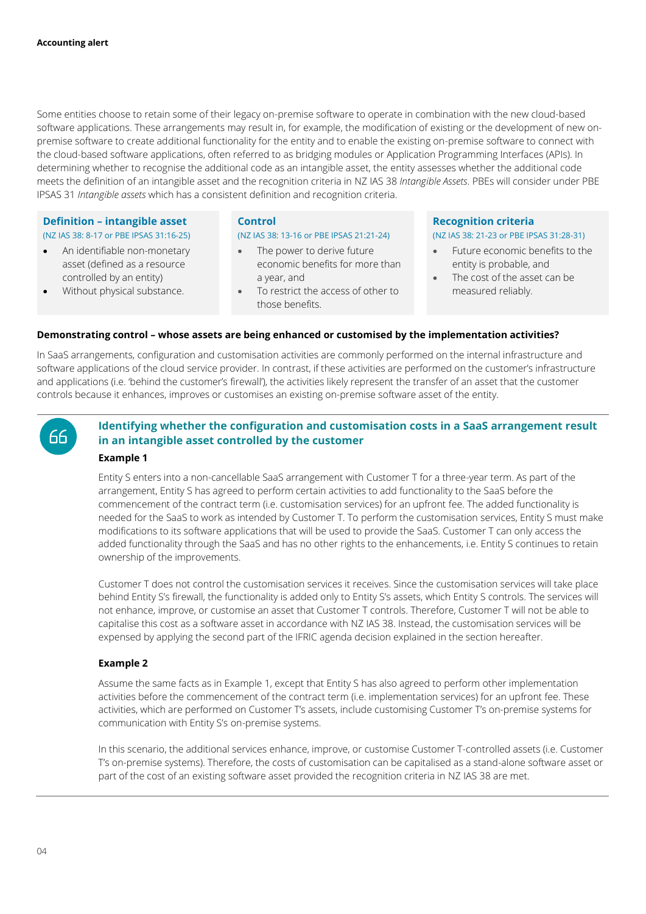Some entities choose to retain some of their legacy on-premise software to operate in combination with the new cloud-based software applications. These arrangements may result in, for example, the modification of existing or the development of new on-premise software to create additional functionality for the entity and to enable the existing on-premise software to connect with the cloud-based software applications, often referred to as bridging modules or Application Programming Interfaces (APIs). In determining whether to recognise the additional code as an intangible asset, the entity assesses whether the additional code meets the definition of an intangible asset and the recognition criteria in NZ IAS 38 *Intangible Assets*. PBEs will consider under PBE IPSAS 31 *Intangible assets* which has a consistent definition and recognition criteria.

**Definition – intangible asset**
(NZ IAS 38: 8-17 or PBE IPSAS 31:16-25)

- An identifiable non-monetary asset (defined as a resource controlled by an entity)
- Without physical substance.

**Control**
(NZ IAS 38: 13-16 or PBE IPSAS 21:21-24)

- The power to derive future economic benefits for more than a year, and
- To restrict the access of other to those benefits.

**Recognition criteria**
(NZ IAS 38: 21-23 or PBE IPSAS 31:28-31)

- Future economic benefits to the entity is probable, and
- The cost of the asset can be measured reliably.

**Demonstrating control – whose assets are being enhanced or customised by the implementation activities?**

In SaaS arrangements, configuration and customisation activities are commonly performed on the internal infrastructure and software applications of the cloud service provider. In contrast, if these activities are performed on the customer's infrastructure and applications (i.e. 'behind the customer's firewall'), the activities likely represent the transfer of an asset that the customer controls because it enhances, improves or customises an existing on-premise software asset of the entity.

### Identifying whether the configuration and customisation costs in a SaaS arrangement result in an intangible asset controlled by the customer

**Example 1**

Entity S enters into a non-cancellable SaaS arrangement with Customer T for a three-year term. As part of the arrangement, Entity S has agreed to perform certain activities to add functionality to the SaaS before the commencement of the contract term (i.e. customisation services) for an upfront fee. The added functionality is needed for the SaaS to work as intended by Customer T. To perform the customisation services, Entity S must make modifications to its software applications that will be used to provide the SaaS. Customer T can only access the added functionality through the SaaS and has no other rights to the enhancements, i.e. Entity S continues to retain ownership of the improvements.

Customer T does not control the customisation services it receives. Since the customisation services will take place behind Entity S's firewall, the functionality is added only to Entity S's assets, which Entity S controls. The services will not enhance, improve, or customise an asset that Customer T controls. Therefore, Customer T will not be able to capitalise this cost as a software asset in accordance with NZ IAS 38. Instead, the customisation services will be expensed by applying the second part of the IFRIC agenda decision explained in the section hereafter.

**Example 2**

Assume the same facts as in Example 1, except that Entity S has also agreed to perform other implementation activities before the commencement of the contract term (i.e. implementation services) for an upfront fee. These activities, which are performed on Customer T's assets, include customising Customer T's on-premise systems for communication with Entity S's on-premise systems.

In this scenario, the additional services enhance, improve, or customise Customer T-controlled assets (i.e. Customer T's on-premise systems). Therefore, the costs of customisation can be capitalised as a stand-alone software asset or part of the cost of an existing software asset provided the recognition criteria in NZ IAS 38 are met.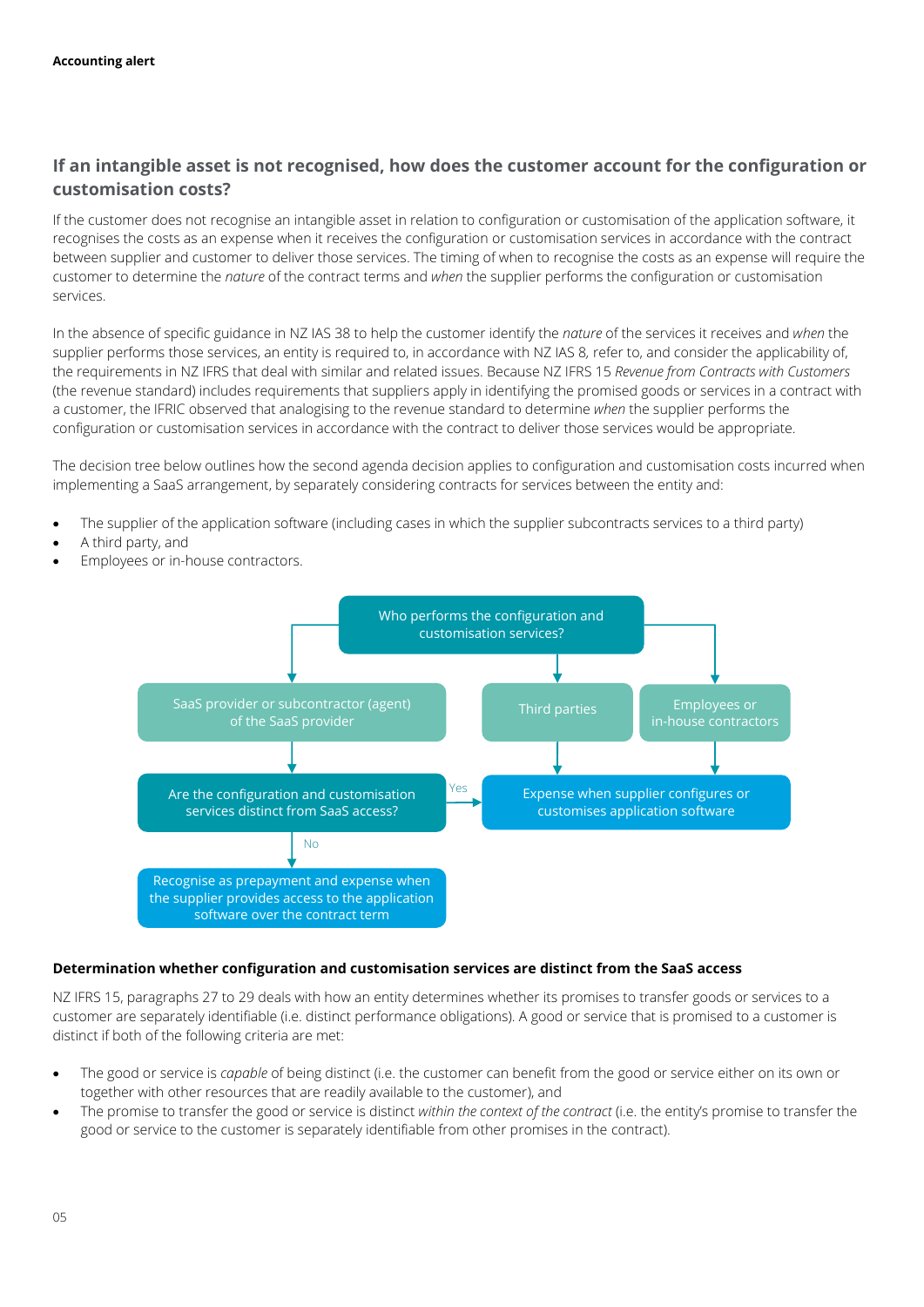## If an intangible asset is not recognised, how does the customer account for the configuration or customisation costs?

If the customer does not recognise an intangible asset in relation to configuration or customisation of the application software, it recognises the costs as an expense when it receives the configuration or customisation services in accordance with the contract between supplier and customer to deliver those services. The timing of when to recognise the costs as an expense will require the customer to determine the *nature* of the contract terms and *when* the supplier performs the configuration or customisation services.

In the absence of specific guidance in NZ IAS 38 to help the customer identify the *nature* of the services it receives and *when* the supplier performs those services, an entity is required to, in accordance with NZ IAS 8, refer to, and consider the applicability of, the requirements in NZ IFRS that deal with similar and related issues. Because NZ IFRS 15 *Revenue from Contracts with Customers* (the revenue standard) includes requirements that suppliers apply in identifying the promised goods or services in a contract with a customer, the IFRIC observed that analogising to the revenue standard to determine *when* the supplier performs the configuration or customisation services in accordance with the contract to deliver those services would be appropriate.

The decision tree below outlines how the second agenda decision applies to configuration and customisation costs incurred when implementing a SaaS arrangement, by separately considering contracts for services between the entity and:

- The supplier of the application software (including cases in which the supplier subcontracts services to a third party)
- A third party, and
- Employees or in-house contractors.

**Who performs the configuration and customisation services?**

- **SaaS provider or subcontractor (agent) of the SaaS provider** → Are the configuration and customisation services distinct from SaaS access?
  - Yes → Expense when supplier configures or customises application software
  - No → Recognise as prepayment and expense when the supplier provides access to the application software over the contract term
- **Third parties** → Expense when supplier configures or customises application software
- **Employees or in-house contractors** → Expense when supplier configures or customises application software

### Determination whether configuration and customisation services are distinct from the SaaS access

NZ IFRS 15, paragraphs 27 to 29 deals with how an entity determines whether its promises to transfer goods or services to a customer are separately identifiable (i.e. distinct performance obligations). A good or service that is promised to a customer is distinct if both of the following criteria are met:

- The good or service is *capable* of being distinct (i.e. the customer can benefit from the good or service either on its own or together with other resources that are readily available to the customer), and
- The promise to transfer the good or service is distinct *within the context of the contract* (i.e. the entity's promise to transfer the good or service to the customer is separately identifiable from other promises in the contract).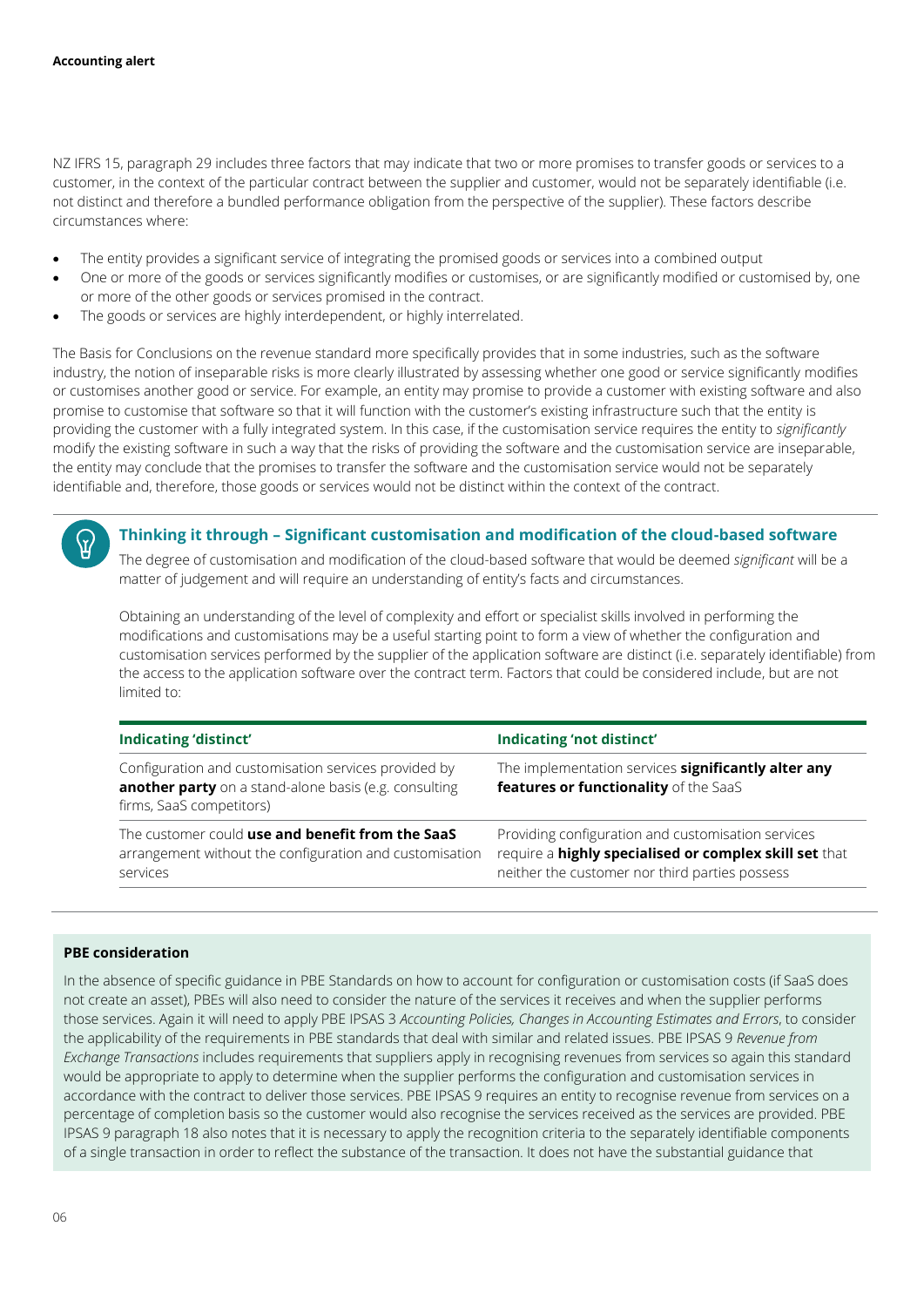NZ IFRS 15, paragraph 29 includes three factors that may indicate that two or more promises to transfer goods or services to a customer, in the context of the particular contract between the supplier and customer, would not be separately identifiable (i.e. not distinct and therefore a bundled performance obligation from the perspective of the supplier). These factors describe circumstances where:

- The entity provides a significant service of integrating the promised goods or services into a combined output
- One or more of the goods or services significantly modifies or customises, or are significantly modified or customised by, one or more of the other goods or services promised in the contract.
- The goods or services are highly interdependent, or highly interrelated.

The Basis for Conclusions on the revenue standard more specifically provides that in some industries, such as the software industry, the notion of inseparable risks is more clearly illustrated by assessing whether one good or service significantly modifies or customises another good or service. For example, an entity may promise to provide a customer with existing software and also promise to customise that software so that it will function with the customer's existing infrastructure such that the entity is providing the customer with a fully integrated system. In this case, if the customisation service requires the entity to *significantly* modify the existing software in such a way that the risks of providing the software and the customisation service are inseparable, the entity may conclude that the promises to transfer the software and the customisation service would not be separately identifiable and, therefore, those goods or services would not be distinct within the context of the contract.

### Thinking it through – Significant customisation and modification of the cloud-based software

The degree of customisation and modification of the cloud-based software that would be deemed *significant* will be a matter of judgement and will require an understanding of entity's facts and circumstances.

Obtaining an understanding of the level of complexity and effort or specialist skills involved in performing the modifications and customisations may be a useful starting point to form a view of whether the configuration and customisation services performed by the supplier of the application software are distinct (i.e. separately identifiable) from the access to the application software over the contract term. Factors that could be considered include, but are not limited to:

| Indicating 'distinct' | Indicating 'not distinct' |
|---|---|
| Configuration and customisation services provided by **another party** on a stand-alone basis (e.g. consulting firms, SaaS competitors) | The implementation services **significantly alter any features or functionality** of the SaaS |
| The customer could **use and benefit from the SaaS** arrangement without the configuration and customisation services | Providing configuration and customisation services require a **highly specialised or complex skill set** that neither the customer nor third parties possess |

**PBE consideration**

In the absence of specific guidance in PBE Standards on how to account for configuration or customisation costs (if SaaS does not create an asset), PBEs will also need to consider the nature of the services it receives and when the supplier performs those services. Again it will need to apply PBE IPSAS 3 *Accounting Policies, Changes in Accounting Estimates and Errors*, to consider the applicability of the requirements in PBE standards that deal with similar and related issues. PBE IPSAS 9 *Revenue from Exchange Transactions* includes requirements that suppliers apply in recognising revenues from services so again this standard would be appropriate to apply to determine when the supplier performs the configuration and customisation services in accordance with the contract to deliver those services. PBE IPSAS 9 requires an entity to recognise revenue from services on a percentage of completion basis so the customer would also recognise the services received as the services are provided. PBE IPSAS 9 paragraph 18 also notes that it is necessary to apply the recognition criteria to the separately identifiable components of a single transaction in order to reflect the substance of the transaction. It does not have the substantial guidance that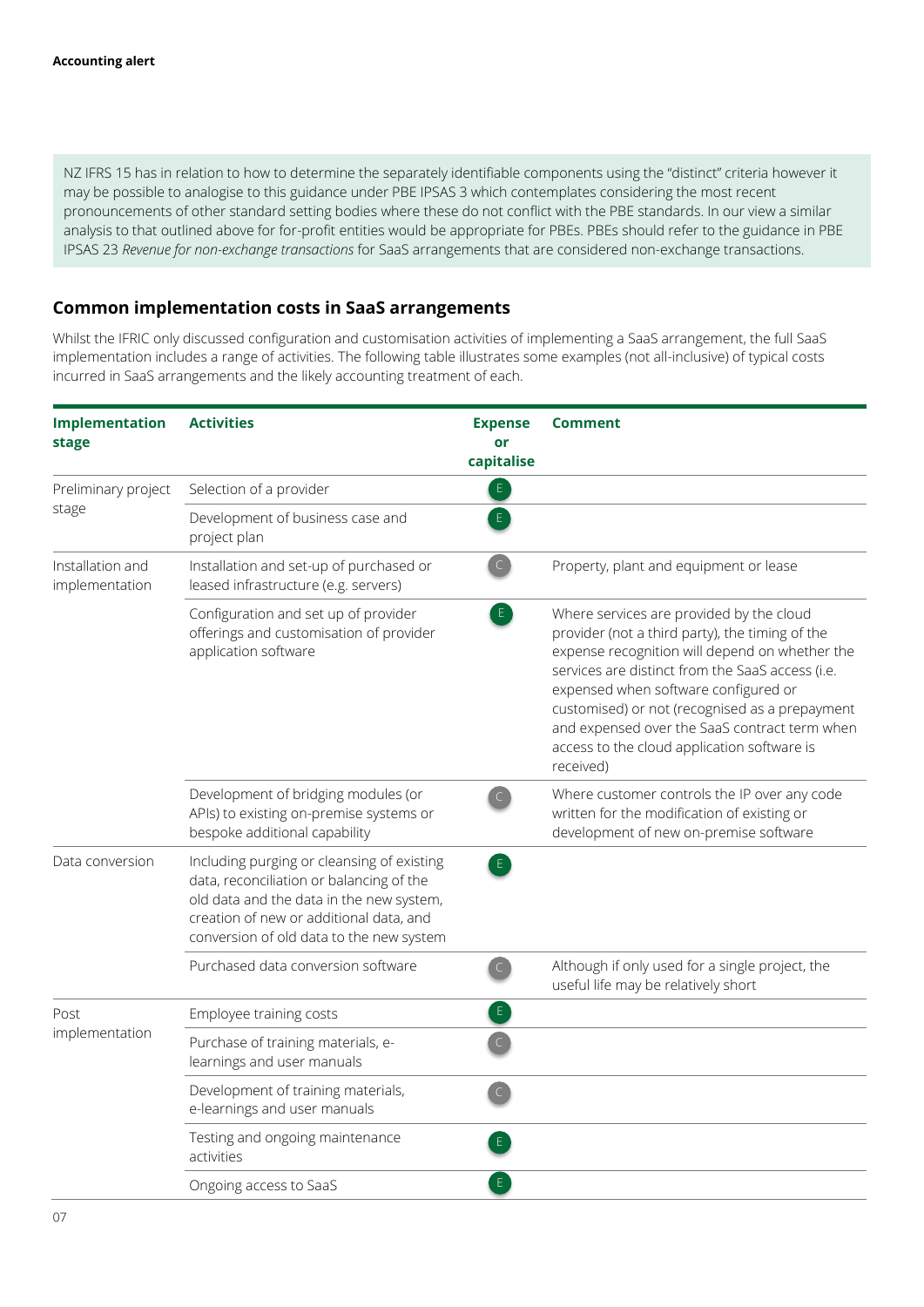NZ IFRS 15 has in relation to how to determine the separately identifiable components using the "distinct" criteria however it may be possible to analogise to this guidance under PBE IPSAS 3 which contemplates considering the most recent pronouncements of other standard setting bodies where these do not conflict with the PBE standards. In our view a similar analysis to that outlined above for for-profit entities would be appropriate for PBEs. PBEs should refer to the guidance in PBE IPSAS 23 *Revenue for non-exchange transactions* for SaaS arrangements that are considered non-exchange transactions.

## Common implementation costs in SaaS arrangements

Whilst the IFRIC only discussed configuration and customisation activities of implementing a SaaS arrangement, the full SaaS implementation includes a range of activities. The following table illustrates some examples (not all-inclusive) of typical costs incurred in SaaS arrangements and the likely accounting treatment of each.

| Implementation stage | Activities | Expense or capitalise | Comment |
|---|---|---|---|
| Preliminary project stage | Selection of a provider | E | |
| | Development of business case and project plan | E | |
| Installation and implementation | Installation and set-up of purchased or leased infrastructure (e.g. servers) | C | Property, plant and equipment or lease |
| | Configuration and set up of provider offerings and customisation of provider application software | E | Where services are provided by the cloud provider (not a third party), the timing of the expense recognition will depend on whether the services are distinct from the SaaS access (i.e. expensed when software configured or customised) or not (recognised as a prepayment and expensed over the SaaS contract term when access to the cloud application software is received) |
| | Development of bridging modules (or APIs) to existing on-premise systems or bespoke additional capability | C | Where customer controls the IP over any code written for the modification of existing or development of new on-premise software |
| Data conversion | Including purging or cleansing of existing data, reconciliation or balancing of the old data and the data in the new system, creation of new or additional data, and conversion of old data to the new system | E | |
| | Purchased data conversion software | C | Although if only used for a single project, the useful life may be relatively short |
| Post implementation | Employee training costs | E | |
| | Purchase of training materials, e-learnings and user manuals | C | |
| | Development of training materials, e-learnings and user manuals | C | |
| | Testing and ongoing maintenance activities | E | |
| | Ongoing access to SaaS | E | |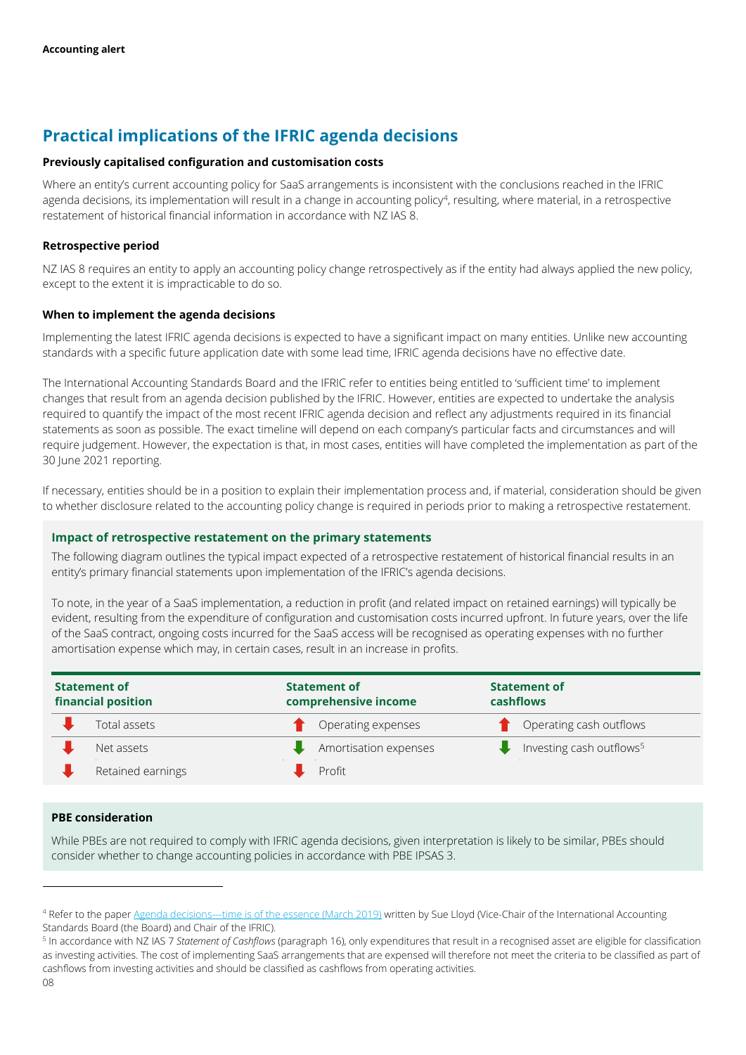## Practical implications of the IFRIC agenda decisions

**Previously capitalised configuration and customisation costs**

Where an entity's current accounting policy for SaaS arrangements is inconsistent with the conclusions reached in the IFRIC agenda decisions, its implementation will result in a change in accounting policy[4], resulting, where material, in a retrospective restatement of historical financial information in accordance with NZ IAS 8.

**Retrospective period**

NZ IAS 8 requires an entity to apply an accounting policy change retrospectively as if the entity had always applied the new policy, except to the extent it is impracticable to do so.

**When to implement the agenda decisions**

Implementing the latest IFRIC agenda decisions is expected to have a significant impact on many entities. Unlike new accounting standards with a specific future application date with some lead time, IFRIC agenda decisions have no effective date.

The International Accounting Standards Board and the IFRIC refer to entities being entitled to 'sufficient time' to implement changes that result from an agenda decision published by the IFRIC. However, entities are expected to undertake the analysis required to quantify the impact of the most recent IFRIC agenda decision and reflect any adjustments required in its financial statements as soon as possible. The exact timeline will depend on each company's particular facts and circumstances and will require judgement. However, the expectation is that, in most cases, entities will have completed the implementation as part of the 30 June 2021 reporting.

If necessary, entities should be in a position to explain their implementation process and, if material, consideration should be given to whether disclosure related to the accounting policy change is required in periods prior to making a retrospective restatement.

**Impact of retrospective restatement on the primary statements**

The following diagram outlines the typical impact expected of a retrospective restatement of historical financial results in an entity's primary financial statements upon implementation of the IFRIC's agenda decisions.

To note, in the year of a SaaS implementation, a reduction in profit (and related impact on retained earnings) will typically be evident, resulting from the expenditure of configuration and customisation costs incurred upfront. In future years, over the life of the SaaS contract, ongoing costs incurred for the SaaS access will be recognised as operating expenses with no further amortisation expense which may, in certain cases, result in an increase in profits.

| Statement of financial position | Statement of comprehensive income | Statement of cashflows |
|---|---|---|
| ⬇ Total assets | ⬆ Operating expenses | ⬆ Operating cash outflows |
| ⬇ Net assets | ⬇ Amortisation expenses | ⬇ Investing cash outflows[5] |
| ⬇ Retained earnings | ⬇ Profit | |

**PBE consideration**

While PBEs are not required to comply with IFRIC agenda decisions, given interpretation is likely to be similar, PBEs should consider whether to change accounting policies in accordance with PBE IPSAS 3.

---

[4] Refer to the paper Agenda decisions—time is of the essence (March 2019) written by Sue Lloyd (Vice-Chair of the International Accounting Standards Board (the Board) and Chair of the IFRIC).

[5] In accordance with NZ IAS 7 *Statement of Cashflows* (paragraph 16), only expenditures that result in a recognised asset are eligible for classification as investing activities. The cost of implementing SaaS arrangements that are expensed will therefore not meet the criteria to be classified as part of cashflows from investing activities and should be classified as cashflows from operating activities.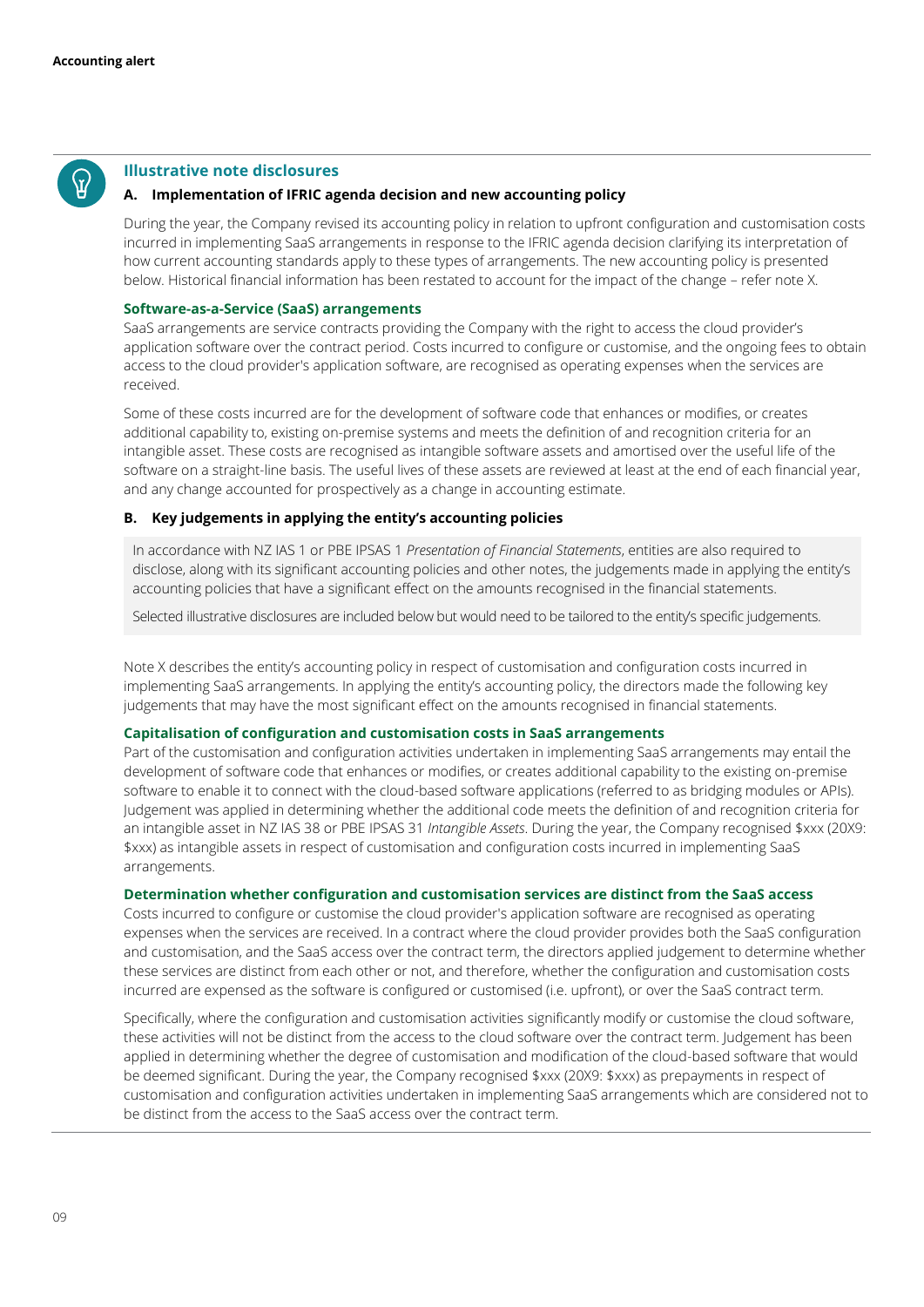## Illustrative note disclosures

### A. Implementation of IFRIC agenda decision and new accounting policy

During the year, the Company revised its accounting policy in relation to upfront configuration and customisation costs incurred in implementing SaaS arrangements in response to the IFRIC agenda decision clarifying its interpretation of how current accounting standards apply to these types of arrangements. The new accounting policy is presented below. Historical financial information has been restated to account for the impact of the change – refer note X.

**Software-as-a-Service (SaaS) arrangements**

SaaS arrangements are service contracts providing the Company with the right to access the cloud provider's application software over the contract period. Costs incurred to configure or customise, and the ongoing fees to obtain access to the cloud provider's application software, are recognised as operating expenses when the services are received.

Some of these costs incurred are for the development of software code that enhances or modifies, or creates additional capability to, existing on-premise systems and meets the definition of and recognition criteria for an intangible asset. These costs are recognised as intangible software assets and amortised over the useful life of the software on a straight-line basis. The useful lives of these assets are reviewed at least at the end of each financial year, and any change accounted for prospectively as a change in accounting estimate.

### B. Key judgements in applying the entity's accounting policies

In accordance with NZ IAS 1 or PBE IPSAS 1 *Presentation of Financial Statements*, entities are also required to disclose, along with its significant accounting policies and other notes, the judgements made in applying the entity's accounting policies that have a significant effect on the amounts recognised in the financial statements.

Selected illustrative disclosures are included below but would need to be tailored to the entity's specific judgements.

Note X describes the entity's accounting policy in respect of customisation and configuration costs incurred in implementing SaaS arrangements. In applying the entity's accounting policy, the directors made the following key judgements that may have the most significant effect on the amounts recognised in financial statements.

**Capitalisation of configuration and customisation costs in SaaS arrangements**

Part of the customisation and configuration activities undertaken in implementing SaaS arrangements may entail the development of software code that enhances or modifies, or creates additional capability to the existing on-premise software to enable it to connect with the cloud-based software applications (referred to as bridging modules or APIs). Judgement was applied in determining whether the additional code meets the definition of and recognition criteria for an intangible asset in NZ IAS 38 or PBE IPSAS 31 *Intangible Assets*. During the year, the Company recognised $xxx (20X9: $xxx) as intangible assets in respect of customisation and configuration costs incurred in implementing SaaS arrangements.

**Determination whether configuration and customisation services are distinct from the SaaS access**

Costs incurred to configure or customise the cloud provider's application software are recognised as operating expenses when the services are received. In a contract where the cloud provider provides both the SaaS configuration and customisation, and the SaaS access over the contract term, the directors applied judgement to determine whether these services are distinct from each other or not, and therefore, whether the configuration and customisation costs incurred are expensed as the software is configured or customised (i.e. upfront), or over the SaaS contract term.

Specifically, where the configuration and customisation activities significantly modify or customise the cloud software, these activities will not be distinct from the access to the cloud software over the contract term. Judgement has been applied in determining whether the degree of customisation and modification of the cloud-based software that would be deemed significant. During the year, the Company recognised $xxx (20X9: $xxx) as prepayments in respect of customisation and configuration activities undertaken in implementing SaaS arrangements which are considered not to be distinct from the access to the SaaS access over the contract term.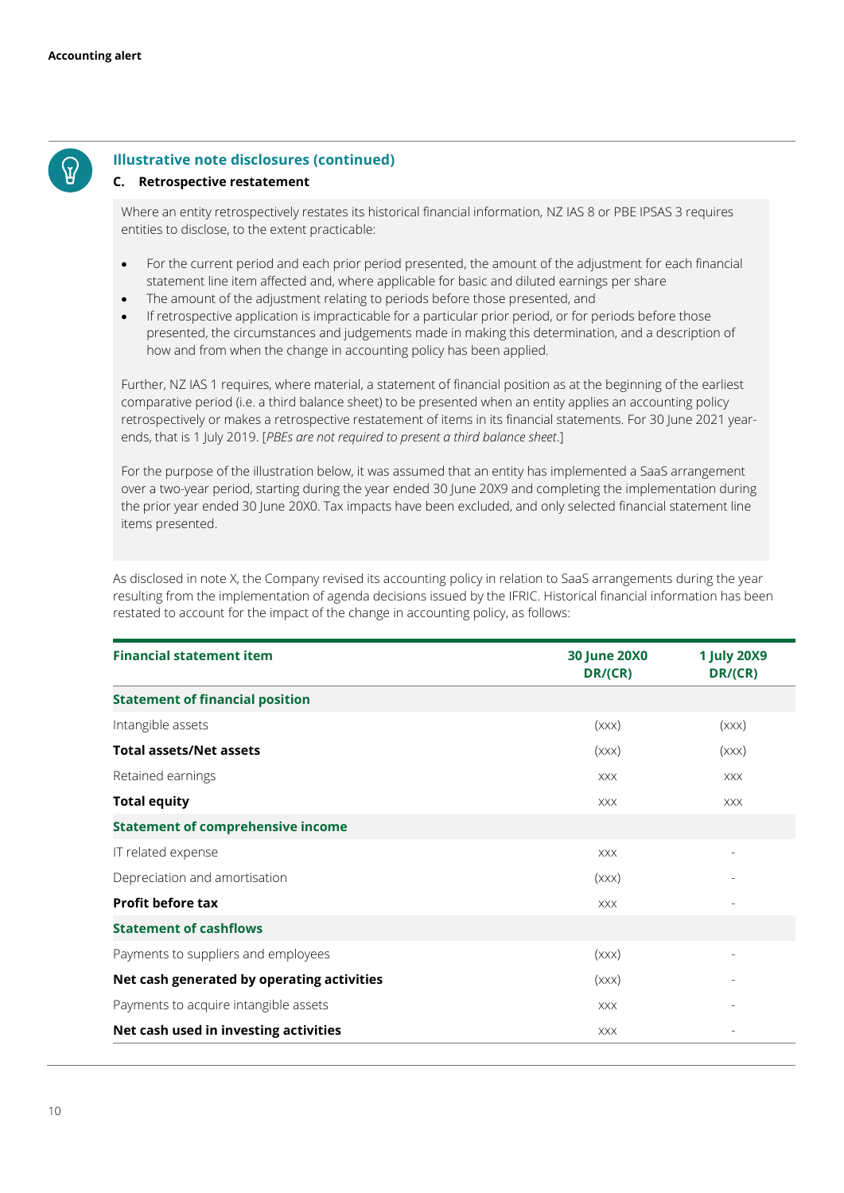## Illustrative note disclosures (continued)

### C. Retrospective restatement

Where an entity retrospectively restates its historical financial information, NZ IAS 8 or PBE IPSAS 3 requires entities to disclose, to the extent practicable:

- For the current period and each prior period presented, the amount of the adjustment for each financial statement line item affected and, where applicable for basic and diluted earnings per share
- The amount of the adjustment relating to periods before those presented, and
- If retrospective application is impracticable for a particular prior period, or for periods before those presented, the circumstances and judgements made in making this determination, and a description of how and from when the change in accounting policy has been applied.

Further, NZ IAS 1 requires, where material, a statement of financial position as at the beginning of the earliest comparative period (i.e. a third balance sheet) to be presented when an entity applies an accounting policy retrospectively or makes a retrospective restatement of items in its financial statements. For 30 June 2021 year-ends, that is 1 July 2019. [*PBEs are not required to present a third balance sheet*.]

For the purpose of the illustration below, it was assumed that an entity has implemented a SaaS arrangement over a two-year period, starting during the year ended 30 June 20X9 and completing the implementation during the prior year ended 30 June 20X0. Tax impacts have been excluded, and only selected financial statement line items presented.

As disclosed in note X, the Company revised its accounting policy in relation to SaaS arrangements during the year resulting from the implementation of agenda decisions issued by the IFRIC. Historical financial information has been restated to account for the impact of the change in accounting policy, as follows:

| Financial statement item | 30 June 20X0 DR/(CR) | 1 July 20X9 DR/(CR) |
|---|---|---|
| **Statement of financial position** | | |
| Intangible assets | (xxx) | (xxx) |
| **Total assets/Net assets** | (xxx) | (xxx) |
| Retained earnings | xxx | xxx |
| **Total equity** | xxx | xxx |
| **Statement of comprehensive income** | | |
| IT related expense | xxx | - |
| Depreciation and amortisation | (xxx) | - |
| **Profit before tax** | xxx | - |
| **Statement of cashflows** | | |
| Payments to suppliers and employees | (xxx) | - |
| **Net cash generated by operating activities** | (xxx) | - |
| Payments to acquire intangible assets | xxx | - |
| **Net cash used in investing activities** | xxx | - |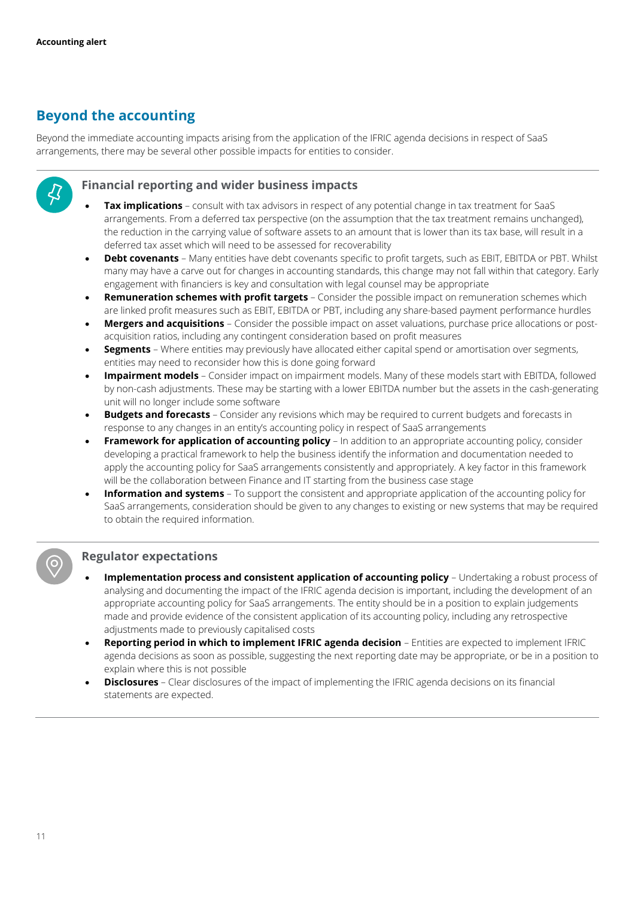# Beyond the accounting

Beyond the immediate accounting impacts arising from the application of the IFRIC agenda decisions in respect of SaaS arrangements, there may be several other possible impacts for entities to consider.

## Financial reporting and wider business impacts

- **Tax implications** – consult with tax advisors in respect of any potential change in tax treatment for SaaS arrangements. From a deferred tax perspective (on the assumption that the tax treatment remains unchanged), the reduction in the carrying value of software assets to an amount that is lower than its tax base, will result in a deferred tax asset which will need to be assessed for recoverability
- **Debt covenants** – Many entities have debt covenants specific to profit targets, such as EBIT, EBITDA or PBT. Whilst many may have a carve out for changes in accounting standards, this change may not fall within that category. Early engagement with financiers is key and consultation with legal counsel may be appropriate
- **Remuneration schemes with profit targets** – Consider the possible impact on remuneration schemes which are linked profit measures such as EBIT, EBITDA or PBT, including any share-based payment performance hurdles
- **Mergers and acquisitions** – Consider the possible impact on asset valuations, purchase price allocations or post-acquisition ratios, including any contingent consideration based on profit measures
- **Segments** – Where entities may previously have allocated either capital spend or amortisation over segments, entities may need to reconsider how this is done going forward
- **Impairment models** – Consider impact on impairment models. Many of these models start with EBITDA, followed by non-cash adjustments. These may be starting with a lower EBITDA number but the assets in the cash-generating unit will no longer include some software
- **Budgets and forecasts** – Consider any revisions which may be required to current budgets and forecasts in response to any changes in an entity's accounting policy in respect of SaaS arrangements
- **Framework for application of accounting policy** – In addition to an appropriate accounting policy, consider developing a practical framework to help the business identify the information and documentation needed to apply the accounting policy for SaaS arrangements consistently and appropriately. A key factor in this framework will be the collaboration between Finance and IT starting from the business case stage
- **Information and systems** – To support the consistent and appropriate application of the accounting policy for SaaS arrangements, consideration should be given to any changes to existing or new systems that may be required to obtain the required information.

## Regulator expectations

- **Implementation process and consistent application of accounting policy** – Undertaking a robust process of analysing and documenting the impact of the IFRIC agenda decision is important, including the development of an appropriate accounting policy for SaaS arrangements. The entity should be in a position to explain judgements made and provide evidence of the consistent application of its accounting policy, including any retrospective adjustments made to previously capitalised costs
- **Reporting period in which to implement IFRIC agenda decision** – Entities are expected to implement IFRIC agenda decisions as soon as possible, suggesting the next reporting date may be appropriate, or be in a position to explain where this is not possible
- **Disclosures** – Clear disclosures of the impact of implementing the IFRIC agenda decisions on its financial statements are expected.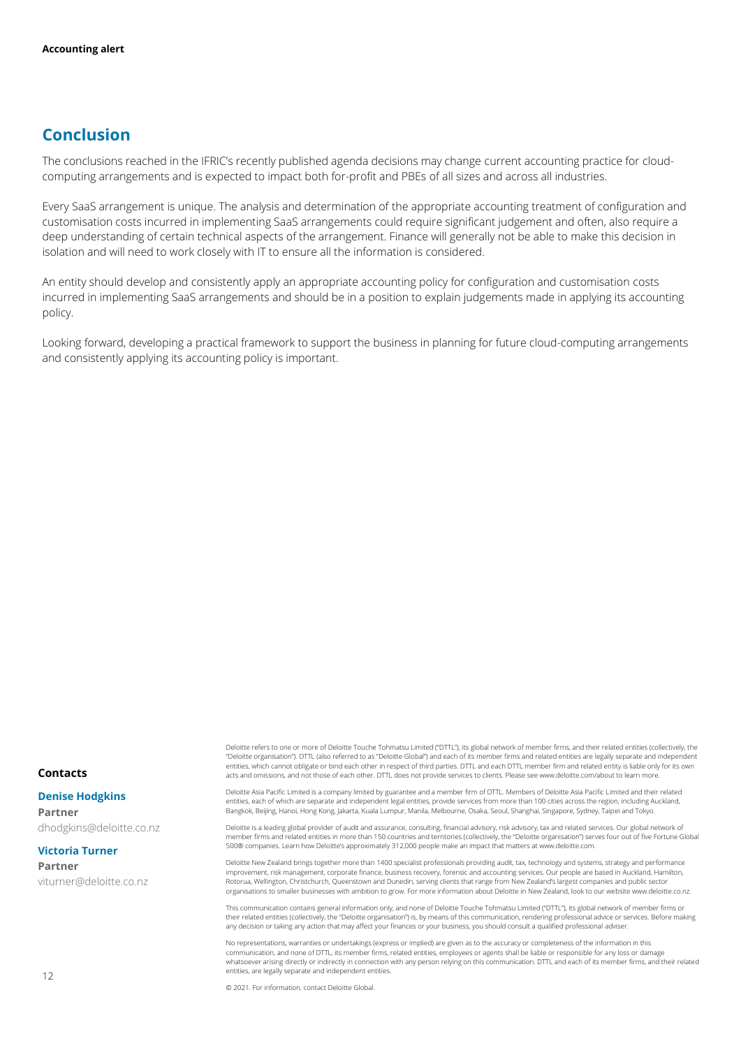## Conclusion

The conclusions reached in the IFRIC's recently published agenda decisions may change current accounting practice for cloud-computing arrangements and is expected to impact both for-profit and PBEs of all sizes and across all industries.

Every SaaS arrangement is unique. The analysis and determination of the appropriate accounting treatment of configuration and customisation costs incurred in implementing SaaS arrangements could require significant judgement and often, also require a deep understanding of certain technical aspects of the arrangement. Finance will generally not be able to make this decision in isolation and will need to work closely with IT to ensure all the information is considered.

An entity should develop and consistently apply an appropriate accounting policy for configuration and customisation costs incurred in implementing SaaS arrangements and should be in a position to explain judgements made in applying its accounting policy.

Looking forward, developing a practical framework to support the business in planning for future cloud-computing arrangements and consistently applying its accounting policy is important.

**Contacts**

**Denise Hodgkins**
**Partner**
dhodgkins@deloitte.co.nz

**Victoria Turner**
**Partner**
viturner@deloitte.co.nz

Deloitte refers to one or more of Deloitte Touche Tohmatsu Limited ("DTTL"), its global network of member firms, and their related entities (collectively, the "Deloitte organisation"). DTTL (also referred to as "Deloitte Global") and each of its member firms and related entities are legally separate and independent entities, which cannot obligate or bind each other in respect of third parties. DTTL and each DTTL member firm and related entity is liable only for its own acts and omissions, and not those of each other. DTTL does not provide services to clients. Please see www.deloitte.com/about to learn more.

Deloitte Asia Pacific Limited is a company limited by guarantee and a member firm of DTTL. Members of Deloitte Asia Pacific Limited and their related entities, each of which are separate and independent legal entities, provide services from more than 100 cities across the region, including Auckland, Bangkok, Beijing, Hanoi, Hong Kong, Jakarta, Kuala Lumpur, Manila, Melbourne, Osaka, Seoul, Shanghai, Singapore, Sydney, Taipei and Tokyo.

Deloitte is a leading global provider of audit and assurance, consulting, financial advisory, risk advisory, tax and related services. Our global network of member firms and related entities in more than 150 countries and territories (collectively, the "Deloitte organisation") serves four out of five Fortune Global 500® companies. Learn how Deloitte's approximately 312,000 people make an impact that matters at www.deloitte.com.

Deloitte New Zealand brings together more than 1400 specialist professionals providing audit, tax, technology and systems, strategy and performance improvement, risk management, corporate finance, business recovery, forensic and accounting services. Our people are based in Auckland, Hamilton, Rotorua, Wellington, Christchurch, Queenstown and Dunedin, serving clients that range from New Zealand's largest companies and public sector organisations to smaller businesses with ambition to grow. For more information about Deloitte in New Zealand, look to our website www.deloitte.co.nz.

This communication contains general information only, and none of Deloitte Touche Tohmatsu Limited ("DTTL"), its global network of member firms or their related entities (collectively, the "Deloitte organisation") is, by means of this communication, rendering professional advice or services. Before making any decision or taking any action that may affect your finances or your business, you should consult a qualified professional adviser.

No representations, warranties or undertakings (express or implied) are given as to the accuracy or completeness of the information in this communication, and none of DTTL, its member firms, related entities, employees or agents shall be liable or responsible for any loss or damage whatsoever arising directly or indirectly in connection with any person relying on this communication. DTTL and each of its member firms, and their related entities, are legally separate and independent entities.

© 2021. For information, contact Deloitte Global.